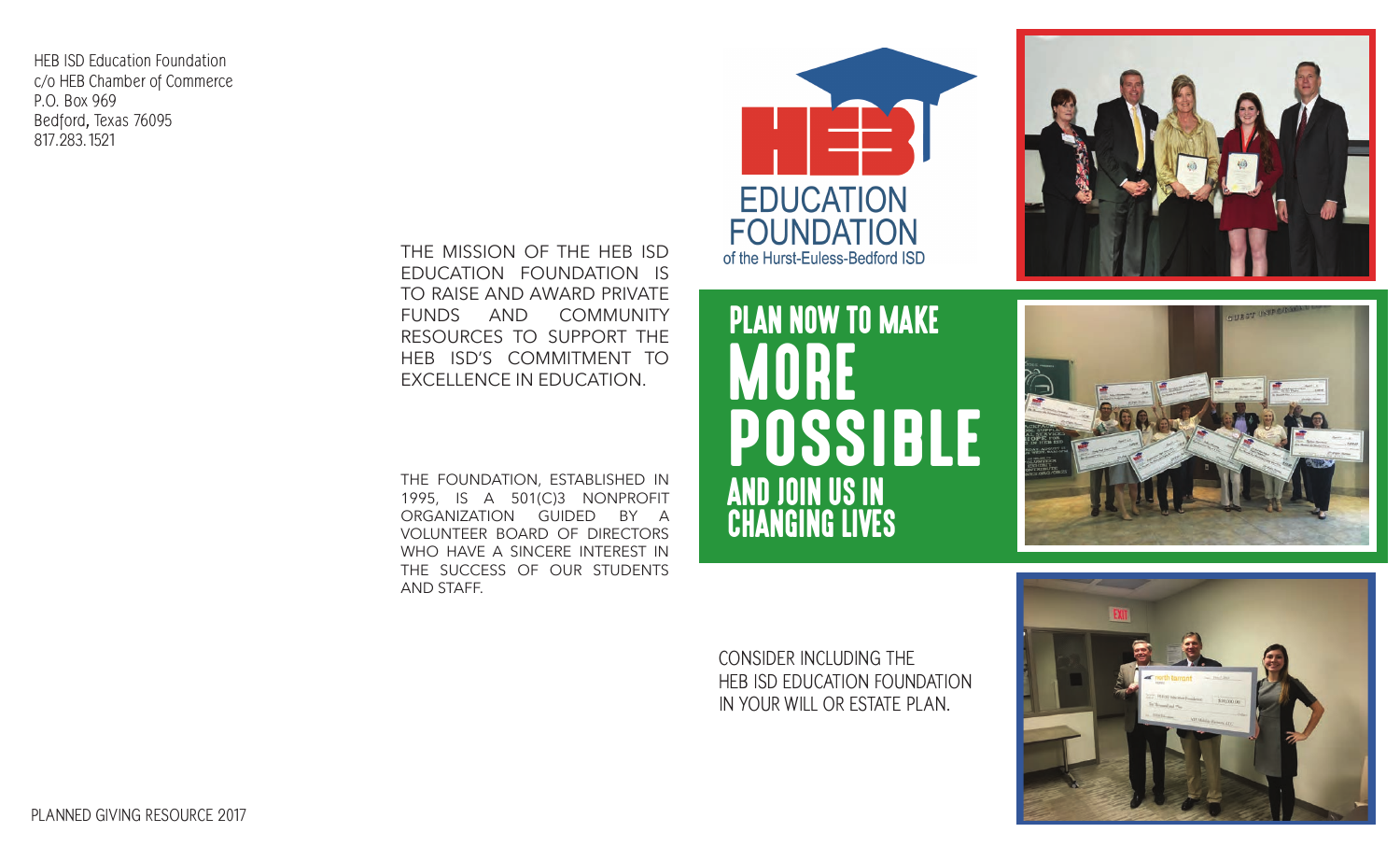HEB ISD Education Foundation
c/o HEB Chamber of Commerce
P.O. Box 969
Bedford, Texas 76095
817.283.1521

THE MISSION OF THE HEB ISD EDUCATION FOUNDATION IS TO RAISE AND AWARD PRIVATE FUNDS AND COMMUNITY RESOURCES TO SUPPORT THE HEB ISD'S COMMITMENT TO EXCELLENCE IN EDUCATION.

THE FOUNDATION, ESTABLISHED IN 1995, IS A 501(C)3 NONPROFIT ORGANIZATION GUIDED BY A VOLUNTEER BOARD OF DIRECTORS WHO HAVE A SINCERE INTEREST IN THE SUCCESS OF OUR STUDENTS AND STAFF.

PLANNED GIVING RESOURCE 2017

HEB EDUCATION FOUNDATION
of the Hurst-Euless-Bedford ISD

# PLAN NOW TO MAKE MORE POSSIBLE AND JOIN US IN CHANGING LIVES

CONSIDER INCLUDING THE HEB ISD EDUCATION FOUNDATION IN YOUR WILL OR ESTATE PLAN.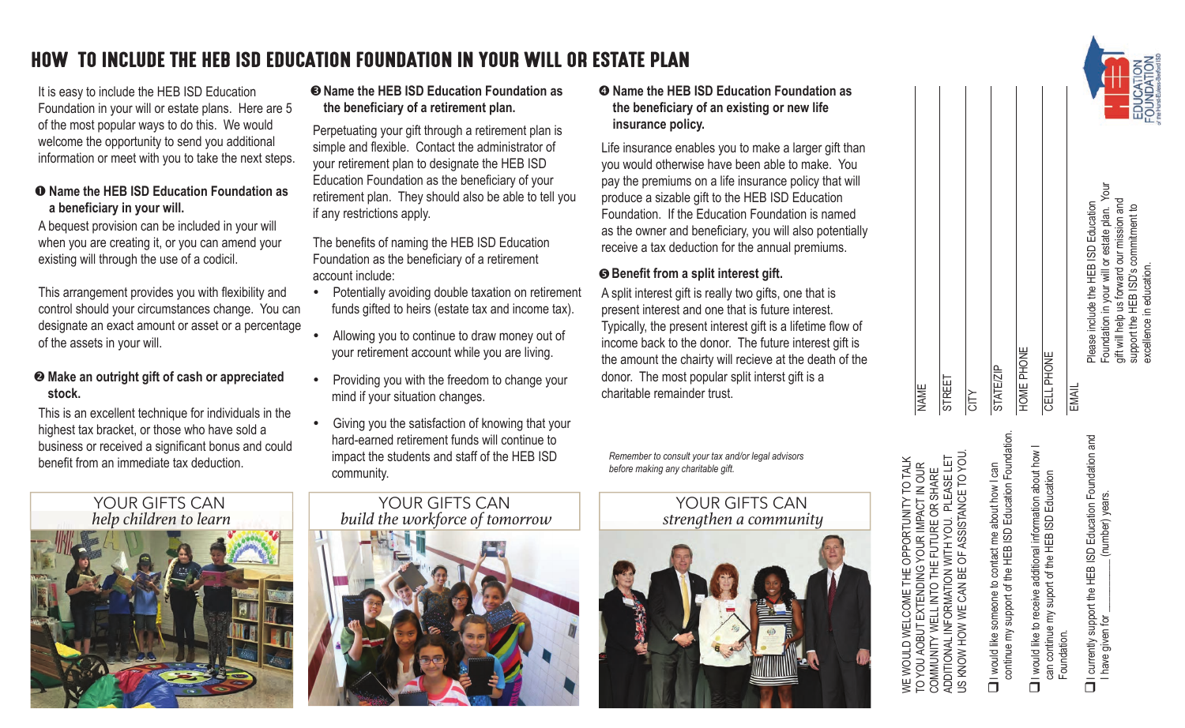# HOW TO INCLUDE THE HEB ISD EDUCATION FOUNDATION IN YOUR WILL OR ESTATE PLAN

It is easy to include the HEB ISD Education Foundation in your will or estate plans. Here are 5 of the most popular ways to do this. We would welcome the opportunity to send you additional information or meet with you to take the next steps.

**❶ Name the HEB ISD Education Foundation as a beneficiary in your will.**

A bequest provision can be included in your will when you are creating it, or you can amend your existing will through the use of a codicil.

This arrangement provides you with flexibility and control should your circumstances change. You can designate an exact amount or asset or a percentage of the assets in your will.

**❷ Make an outright gift of cash or appreciated stock.**

This is an excellent technique for individuals in the highest tax bracket, or those who have sold a business or received a significant bonus and could benefit from an immediate tax deduction.

YOUR GIFTS CAN
*help children to learn*

**❸ Name the HEB ISD Education Foundation as the beneficiary of a retirement plan.**

Perpetuating your gift through a retirement plan is simple and flexible. Contact the administrator of your retirement plan to designate the HEB ISD Education Foundation as the beneficiary of your retirement plan. They should also be able to tell you if any restrictions apply.

The benefits of naming the HEB ISD Education Foundation as the beneficiary of a retirement account include:

- Potentially avoiding double taxation on retirement funds gifted to heirs (estate tax and income tax).
- Allowing you to continue to draw money out of your retirement account while you are living.
- Providing you with the freedom to change your mind if your situation changes.
- Giving you the satisfaction of knowing that your hard-earned retirement funds will continue to impact the students and staff of the HEB ISD community.

YOUR GIFTS CAN
*build the workforce of tomorrow*

**❹ Name the HEB ISD Education Foundation as the beneficiary of an existing or new life insurance policy.**

Life insurance enables you to make a larger gift than you would otherwise have been able to make. You pay the premiums on a life insurance policy that will produce a sizable gift to the HEB ISD Education Foundation. If the Education Foundation is named as the owner and beneficiary, you will also potentially receive a tax deduction for the annual premiums.

**❺ Benefit from a split interest gift.**

A split interest gift is really two gifts, one that is present interest and one that is future interest. Typically, the present interest gift is a lifetime flow of income back to the donor. The future interest gift is the amount the chairty will recieve at the death of the donor. The most popular split interst gift is a charitable remainder trust.

*Remember to consult your tax and/or legal advisors before making any charitable gift.*

YOUR GIFTS CAN
*strengthen a community*

HEB EDUCATION FOUNDATION of the Hurst-Euless-Bedford ISD

Please include the HEB ISD Education Foundation in your will or estate plan. Your gift will help us forward our mission and support the HEB ISD's commitment to excellence in education.

NAME

STREET

CITY

STATE/ZIP

HOME PHONE

CELL PHONE

EMAIL

WE WOULD WELCOME THE OPPORTUNITY TO TALK TO YOU AOBUT EXTENDING YOUR IMPACT IN OUR COMMUNITY WELL INTO THE FUTURE OR SHARE ADDITIONAL INFORMATION WITH YOU. PLEASE LET US KNOW HOW WE CAN BE OF ASSISTANCE TO YOU.

❑ I would like someone to contact me about how I can continue my support of the HEB ISD Education Foundation.

❑ I would like to receive additional information about how I can continue my suport of the HEB ISD Education Foundation.

❑ I currently support the HEB ISD Education Foundation and I have given for ________ (number) years.